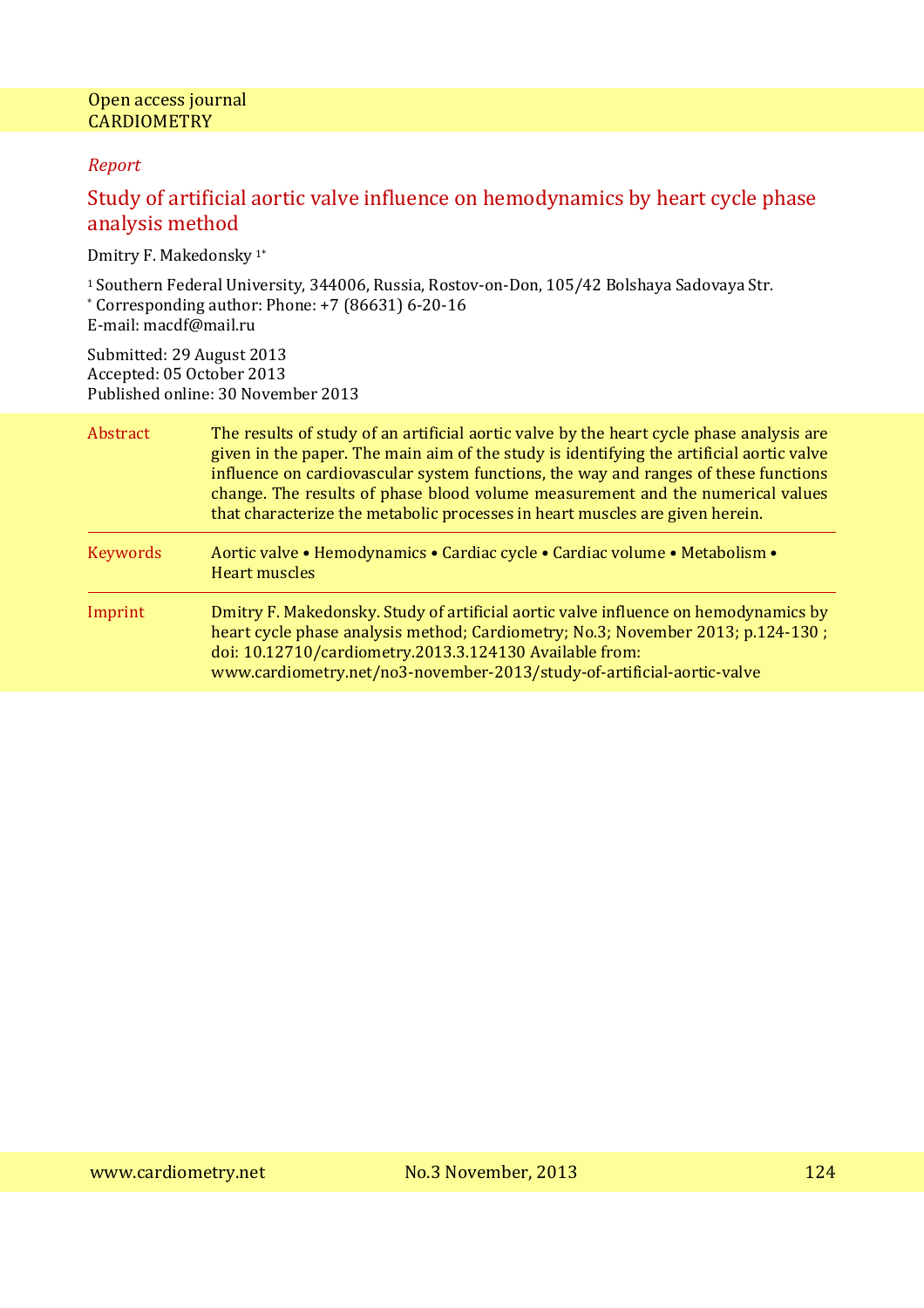Open access journal
CARDIOMETRY

*Report*

# Study of artificial aortic valve influence on hemodynamics by heart cycle phase analysis method

Dmitry F. Makedonsky [1*]

[1] Southern Federal University, 344006, Russia, Rostov-on-Don, 105/42 Bolshaya Sadovaya Str.
[*] Corresponding author: Phone: +7 (86631) 6-20-16
E-mail: macdf@mail.ru

Submitted: 29 August 2013
Accepted: 05 October 2013
Published online: 30 November 2013

**Abstract**

The results of study of an artificial aortic valve by the heart cycle phase analysis are given in the paper. The main aim of the study is identifying the artificial aortic valve influence on cardiovascular system functions, the way and ranges of these functions change. The results of phase blood volume measurement and the numerical values that characterize the metabolic processes in heart muscles are given herein.

**Keywords**

Aortic valve • Hemodynamics • Cardiac cycle • Cardiac volume • Metabolism • Heart muscles

**Imprint**

Dmitry F. Makedonsky. Study of artificial aortic valve influence on hemodynamics by heart cycle phase analysis method; Cardiometry; No.3; November 2013; p.124-130 ; doi: 10.12710/cardiometry.2013.3.124130 Available from: www.cardiometry.net/no3-november-2013/study-of-artificial-aortic-valve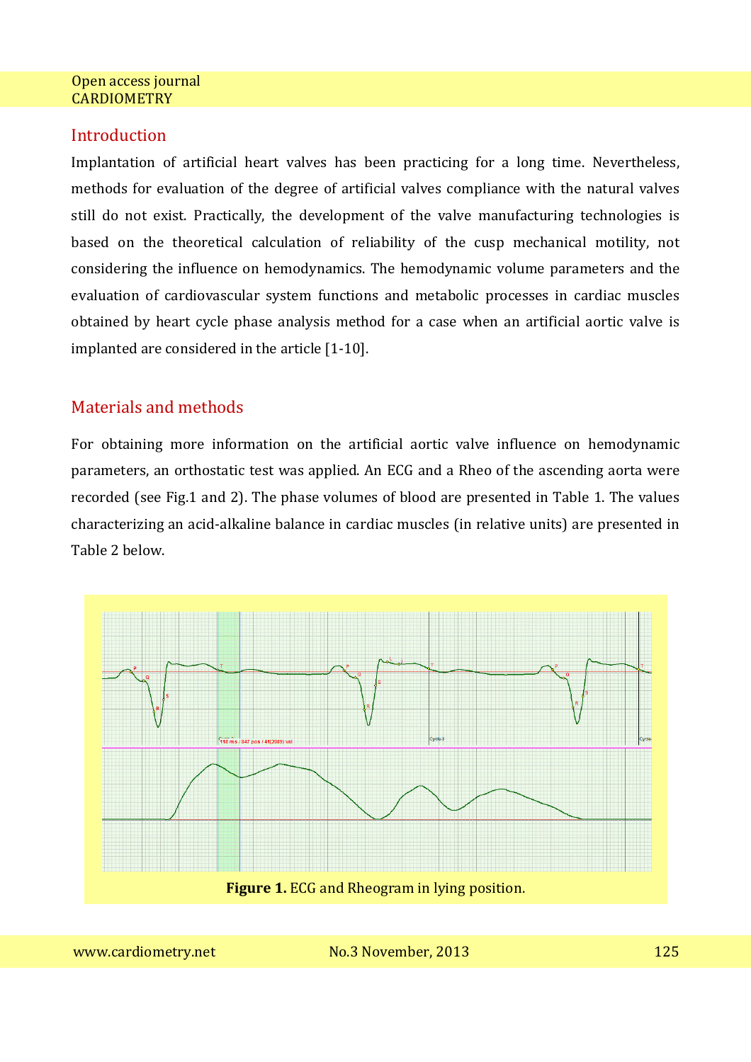## Introduction

Implantation of artificial heart valves has been practicing for a long time. Nevertheless, methods for evaluation of the degree of artificial valves compliance with the natural valves still do not exist. Practically, the development of the valve manufacturing technologies is based on the theoretical calculation of reliability of the cusp mechanical motility, not considering the influence on hemodynamics. The hemodynamic volume parameters and the evaluation of cardiovascular system functions and metabolic processes in cardiac muscles obtained by heart cycle phase analysis method for a case when an artificial aortic valve is implanted are considered in the article [1-10].

## Materials and methods

For obtaining more information on the artificial aortic valve influence on hemodynamic parameters, an orthostatic test was applied. An ECG and a Rheo of the ascending aorta were recorded (see Fig.1 and 2). The phase volumes of blood are presented in Table 1. The values characterizing an acid-alkaline balance in cardiac muscles (in relative units) are presented in Table 2 below.

**Figure 1.** ECG and Rheogram in lying position.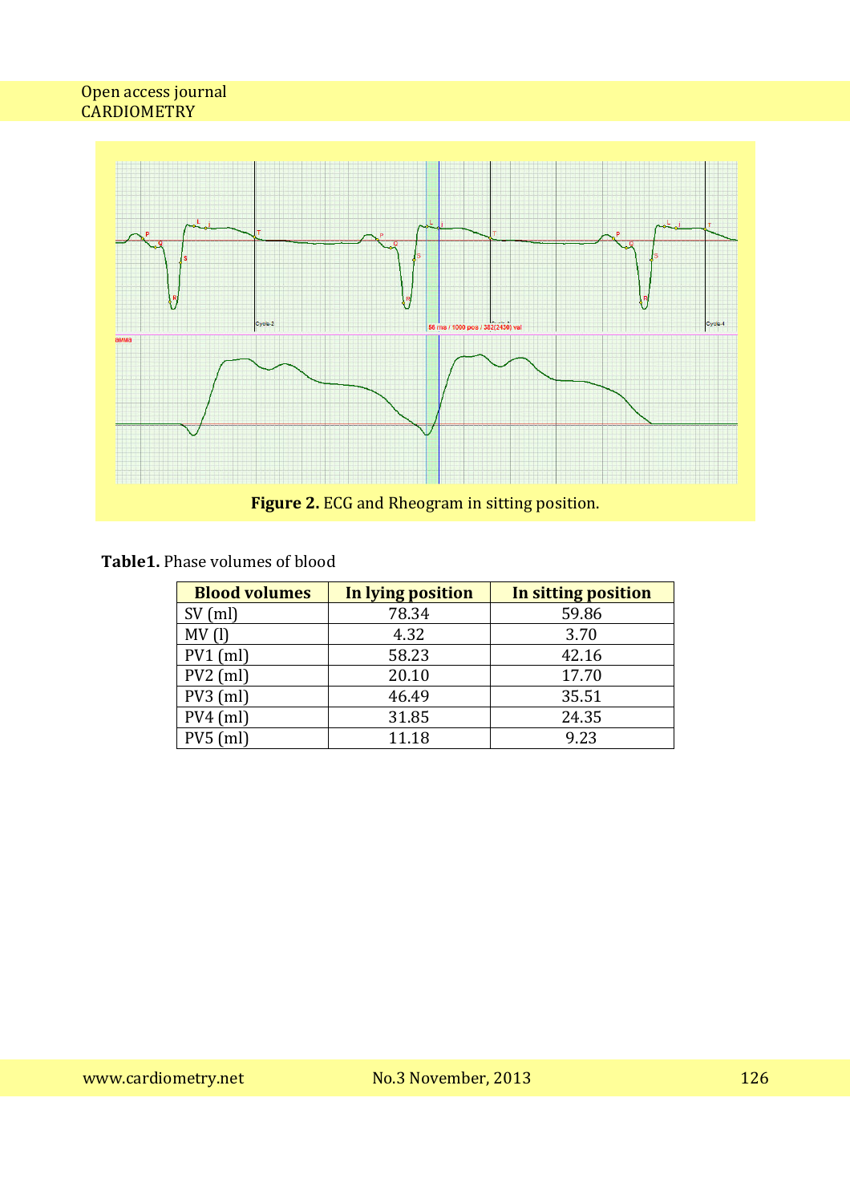**Figure 2.** ECG and Rheogram in sitting position.

**Table1.** Phase volumes of blood

| Blood volumes | In lying position | In sitting position |
|---|---|---|
| SV (ml) | 78.34 | 59.86 |
| MV (l) | 4.32 | 3.70 |
| PV1 (ml) | 58.23 | 42.16 |
| PV2 (ml) | 20.10 | 17.70 |
| PV3 (ml) | 46.49 | 35.51 |
| PV4 (ml) | 31.85 | 24.35 |
| PV5 (ml) | 11.18 | 9.23 |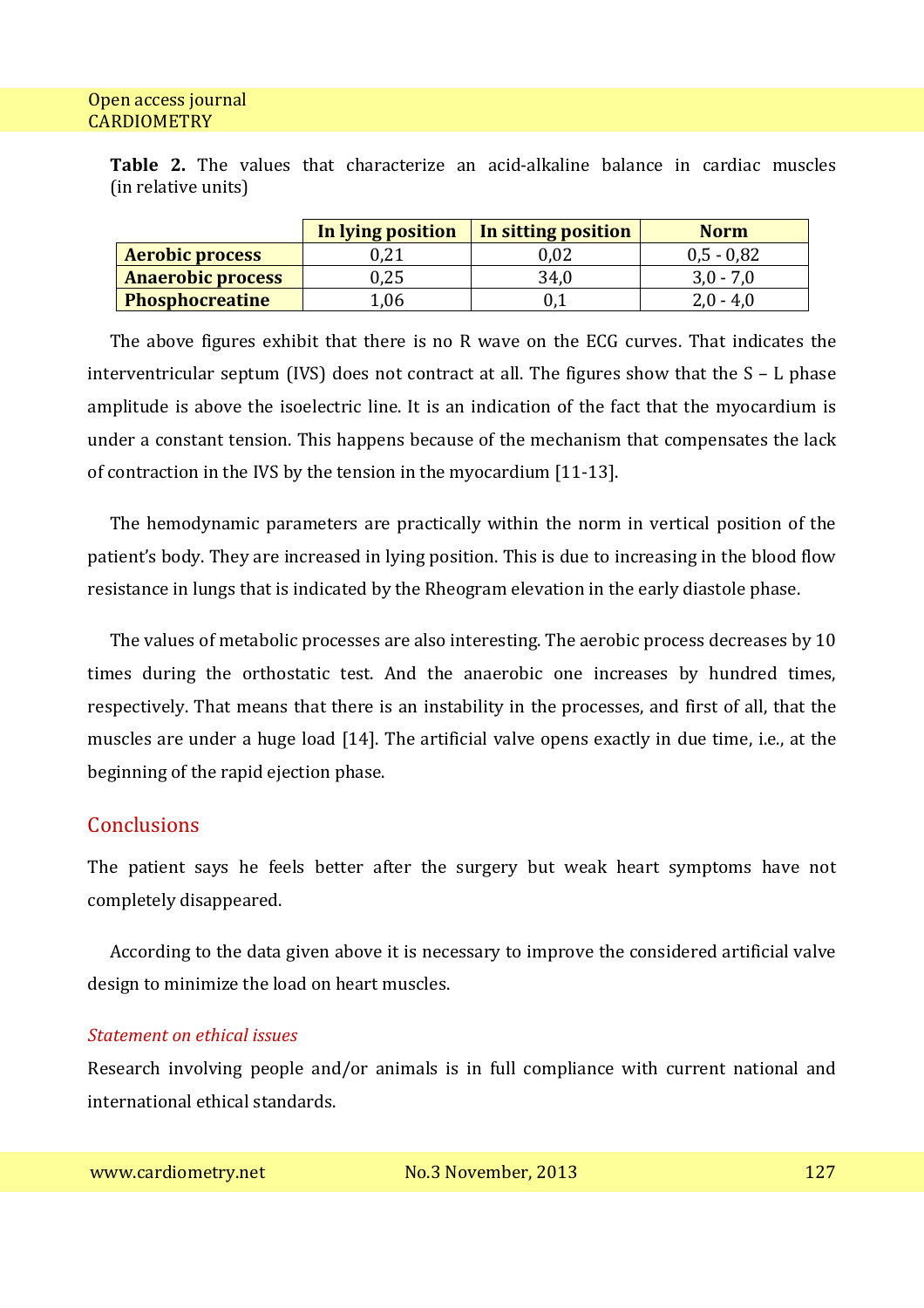**Table 2.** The values that characterize an acid-alkaline balance in cardiac muscles (in relative units)

| | In lying position | In sitting position | Norm |
|---|---|---|---|
| **Aerobic process** | 0,21 | 0,02 | 0,5 - 0,82 |
| **Anaerobic process** | 0,25 | 34,0 | 3,0 - 7,0 |
| **Phosphocreatine** | 1,06 | 0,1 | 2,0 - 4,0 |

The above figures exhibit that there is no R wave on the ECG curves. That indicates the interventricular septum (IVS) does not contract at all. The figures show that the S – L phase amplitude is above the isoelectric line. It is an indication of the fact that the myocardium is under a constant tension. This happens because of the mechanism that compensates the lack of contraction in the IVS by the tension in the myocardium [11-13].

The hemodynamic parameters are practically within the norm in vertical position of the patient's body. They are increased in lying position. This is due to increasing in the blood flow resistance in lungs that is indicated by the Rheogram elevation in the early diastole phase.

The values of metabolic processes are also interesting. The aerobic process decreases by 10 times during the orthostatic test. And the anaerobic one increases by hundred times, respectively. That means that there is an instability in the processes, and first of all, that the muscles are under a huge load [14]. The artificial valve opens exactly in due time, i.e., at the beginning of the rapid ejection phase.

## Conclusions

The patient says he feels better after the surgery but weak heart symptoms have not completely disappeared.

According to the data given above it is necessary to improve the considered artificial valve design to minimize the load on heart muscles.

### *Statement on ethical issues*

Research involving people and/or animals is in full compliance with current national and international ethical standards.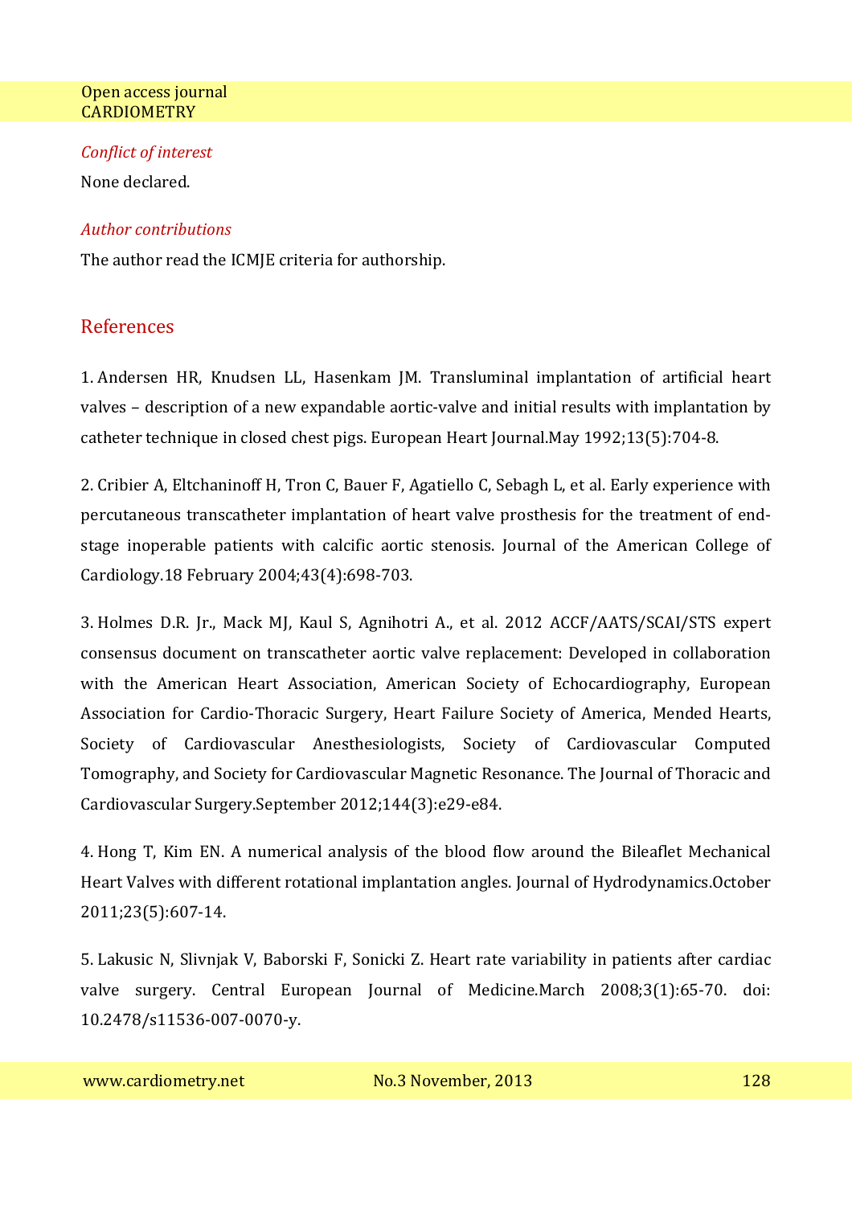*Conflict of interest*

None declared.

*Author contributions*

The author read the ICMJE criteria for authorship.

## References

1. Andersen HR, Knudsen LL, Hasenkam JM. Transluminal implantation of artificial heart valves – description of a new expandable aortic-valve and initial results with implantation by catheter technique in closed chest pigs. European Heart Journal.May 1992;13(5):704-8.

2. Cribier A, Eltchaninoff H, Tron C, Bauer F, Agatiello C, Sebagh L, et al. Early experience with percutaneous transcatheter implantation of heart valve prosthesis for the treatment of end-stage inoperable patients with calcific aortic stenosis. Journal of the American College of Cardiology.18 February 2004;43(4):698-703.

3. Holmes D.R. Jr., Mack MJ, Kaul S, Agnihotri A., et al. 2012 ACCF/AATS/SCAI/STS expert consensus document on transcatheter aortic valve replacement: Developed in collaboration with the American Heart Association, American Society of Echocardiography, European Association for Cardio-Thoracic Surgery, Heart Failure Society of America, Mended Hearts, Society of Cardiovascular Anesthesiologists, Society of Cardiovascular Computed Tomography, and Society for Cardiovascular Magnetic Resonance. The Journal of Thoracic and Cardiovascular Surgery.September 2012;144(3):e29-e84.

4. Hong T, Kim EN. A numerical analysis of the blood flow around the Bileaflet Mechanical Heart Valves with different rotational implantation angles. Journal of Hydrodynamics.October 2011;23(5):607-14.

5. Lakusic N, Slivnjak V, Baborski F, Sonicki Z. Heart rate variability in patients after cardiac valve surgery. Central European Journal of Medicine.March 2008;3(1):65-70. doi: 10.2478/s11536-007-0070-y.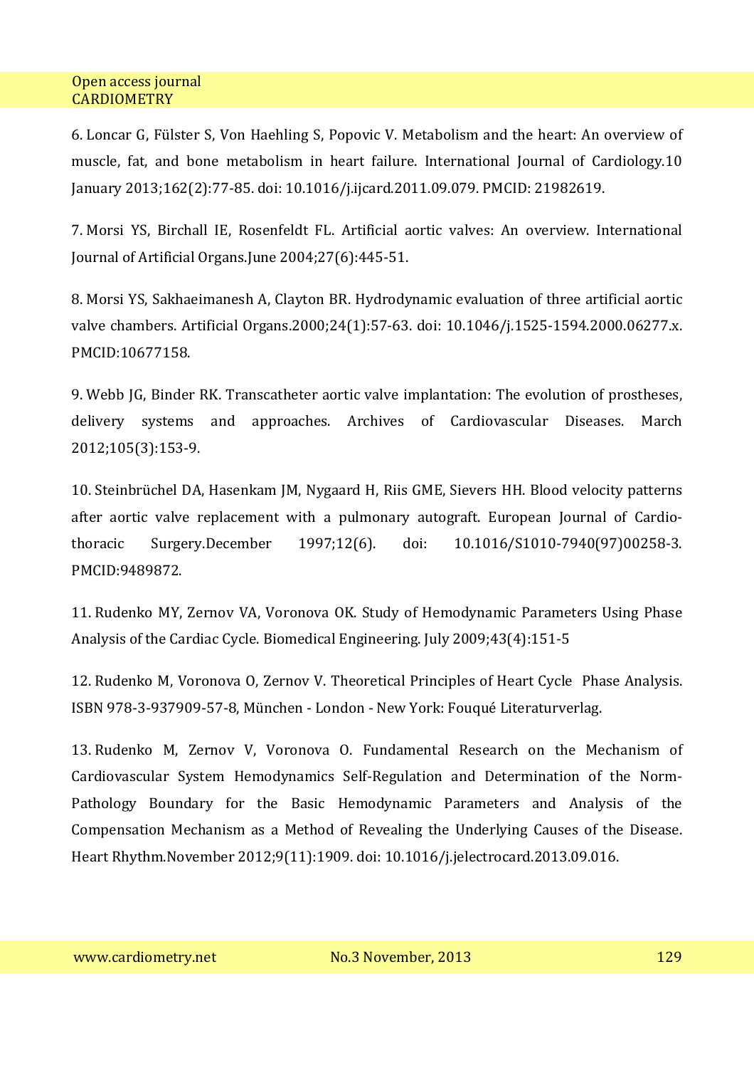6. Loncar G, Fülster S, Von Haehling S, Popovic V. Metabolism and the heart: An overview of muscle, fat, and bone metabolism in heart failure. International Journal of Cardiology.10 January 2013;162(2):77-85. doi: 10.1016/j.ijcard.2011.09.079. PMCID: 21982619.

7. Morsi YS, Birchall IE, Rosenfeldt FL. Artificial aortic valves: An overview. International Journal of Artificial Organs.June 2004;27(6):445-51.

8. Morsi YS, Sakhaeimanesh A, Clayton BR. Hydrodynamic evaluation of three artificial aortic valve chambers. Artificial Organs.2000;24(1):57-63. doi: 10.1046/j.1525-1594.2000.06277.x. PMCID:10677158.

9. Webb JG, Binder RK. Transcatheter aortic valve implantation: The evolution of prostheses, delivery systems and approaches. Archives of Cardiovascular Diseases. March 2012;105(3):153-9.

10. Steinbrüchel DA, Hasenkam JM, Nygaard H, Riis GME, Sievers HH. Blood velocity patterns after aortic valve replacement with a pulmonary autograft. European Journal of Cardio-thoracic Surgery.December 1997;12(6). doi: 10.1016/S1010-7940(97)00258-3. PMCID:9489872.

11. Rudenko MY, Zernov VA, Voronova OK. Study of Hemodynamic Parameters Using Phase Analysis of the Cardiac Cycle. Biomedical Engineering. July 2009;43(4):151-5

12. Rudenko M, Voronova O, Zernov V. Theoretical Principles of Heart Cycle Phase Analysis. ISBN 978-3-937909-57-8, München - London - New York: Fouqué Literaturverlag.

13. Rudenko M, Zernov V, Voronova O. Fundamental Research on the Mechanism of Cardiovascular System Hemodynamics Self-Regulation and Determination of the Norm-Pathology Boundary for the Basic Hemodynamic Parameters and Analysis of the Compensation Mechanism as a Method of Revealing the Underlying Causes of the Disease. Heart Rhythm.November 2012;9(11):1909. doi: 10.1016/j.jelectrocard.2013.09.016.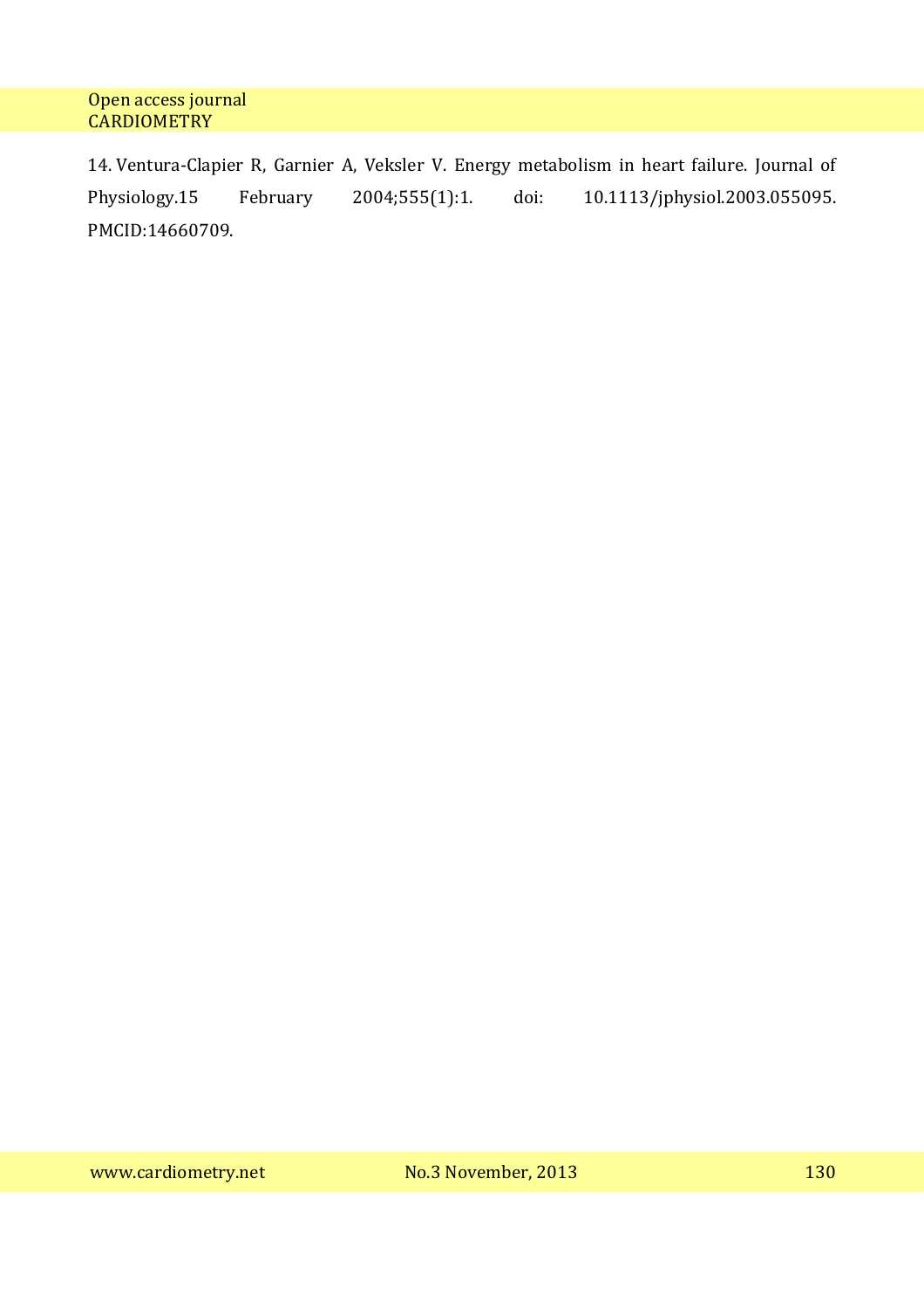14. Ventura-Clapier R, Garnier A, Veksler V. Energy metabolism in heart failure. Journal of Physiology.15 February 2004;555(1):1. doi: 10.1113/jphysiol.2003.055095. PMCID:14660709.